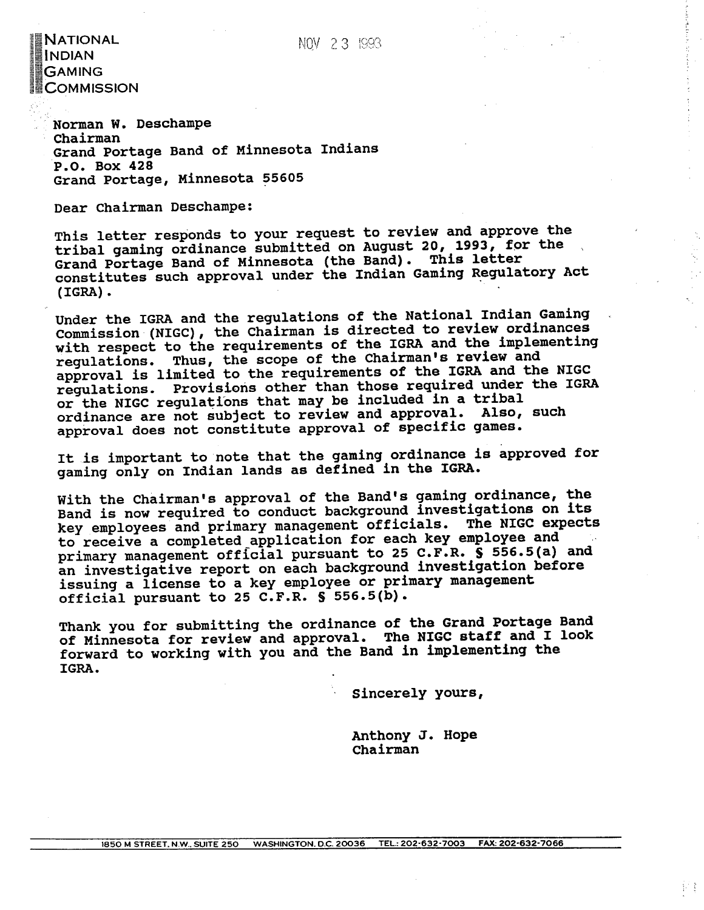NATIONAL
INDIAN
GAMING
COMMISSION

NOV 23 1993

Norman W. Deschampe
Chairman
Grand Portage Band of Minnesota Indians
P.O. Box 428
Grand Portage, Minnesota 55605

Dear Chairman Deschampe:

This letter responds to your request to review and approve the tribal gaming ordinance submitted on August 20, 1993, for the Grand Portage Band of Minnesota (the Band). This letter constitutes such approval under the Indian Gaming Regulatory Act (IGRA).

Under the IGRA and the regulations of the National Indian Gaming Commission (NIGC), the Chairman is directed to review ordinances with respect to the requirements of the IGRA and the implementing regulations. Thus, the scope of the Chairman's review and approval is limited to the requirements of the IGRA and the NIGC regulations. Provisions other than those required under the IGRA or the NIGC regulations that may be included in a tribal ordinance are not subject to review and approval. Also, such approval does not constitute approval of specific games.

It is important to note that the gaming ordinance is approved for gaming only on Indian lands as defined in the IGRA.

With the Chairman's approval of the Band's gaming ordinance, the Band is now required to conduct background investigations on its key employees and primary management officials. The NIGC expects to receive a completed application for each key employee and primary management official pursuant to 25 C.F.R. § 556.5(a) and an investigative report on each background investigation before issuing a license to a key employee or primary management official pursuant to 25 C.F.R. § 556.5(b).

Thank you for submitting the ordinance of the Grand Portage Band of Minnesota for review and approval. The NIGC staff and I look forward to working with you and the Band in implementing the IGRA.

Sincerely yours,

Anthony J. Hope
Chairman

1850 M STREET, N.W., SUITE 250 WASHINGTON, D.C. 20036 TEL.: 202-632-7003 FAX: 202-632-7066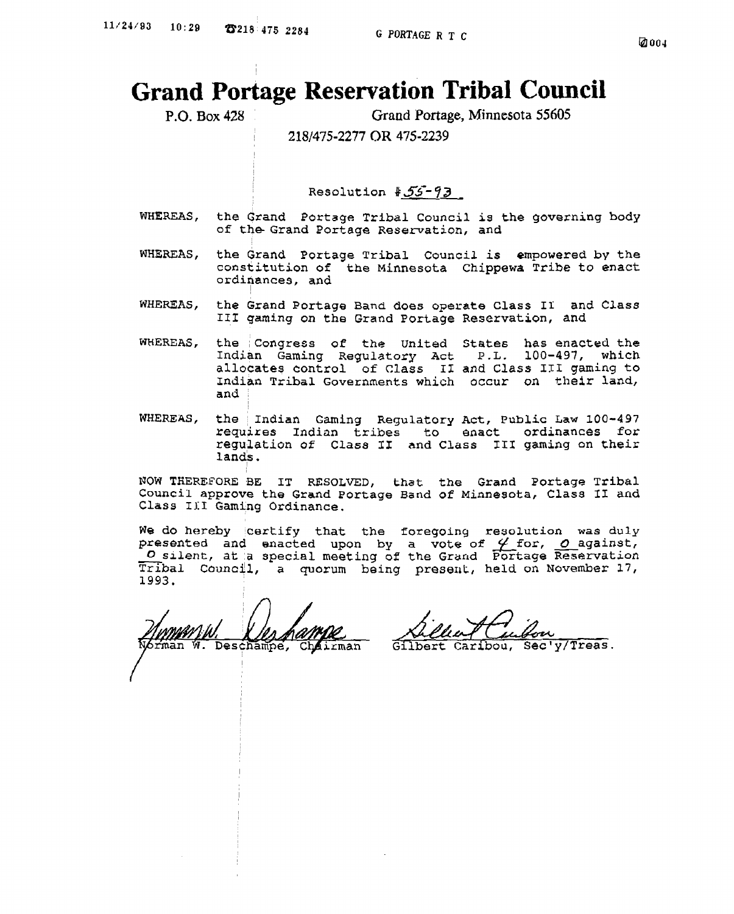# Grand Portage Reservation Tribal Council

P.O. Box 428 Grand Portage, Minnesota 55605

218/475-2277 OR 475-2239

Resolution #55-93

WHEREAS, the Grand Portage Tribal Council is the governing body of the Grand Portage Reservation, and

WHEREAS, the Grand Portage Tribal Council is empowered by the constitution of the Minnesota Chippewa Tribe to enact ordinances, and

WHEREAS, the Grand Portage Band does operate Class II and Class III gaming on the Grand Portage Reservation, and

WHEREAS, the Congress of the United States has enacted the Indian Gaming Regulatory Act P.L. 100-497, which allocates control of Class II and Class III gaming to Indian Tribal Governments which occur on their land, and

WHEREAS, the Indian Gaming Regulatory Act, Public Law 100-497 requires Indian tribes to enact ordinances for regulation of Class II and Class III gaming on their lands.

NOW THEREFORE BE IT RESOLVED, that the Grand Portage Tribal Council approve the Grand Portage Band of Minnesota, Class II and Class III Gaming Ordinance.

We do hereby certify that the foregoing resolution was duly presented and enacted upon by a vote of 4 for, 0 against, 0 silent, at a special meeting of the Grand Portage Reservation Tribal Council, a quorum being present, held on November 17, 1993.

Norman W. Deschampe, Chairman

Gilbert Caribou, Sec'y/Treas.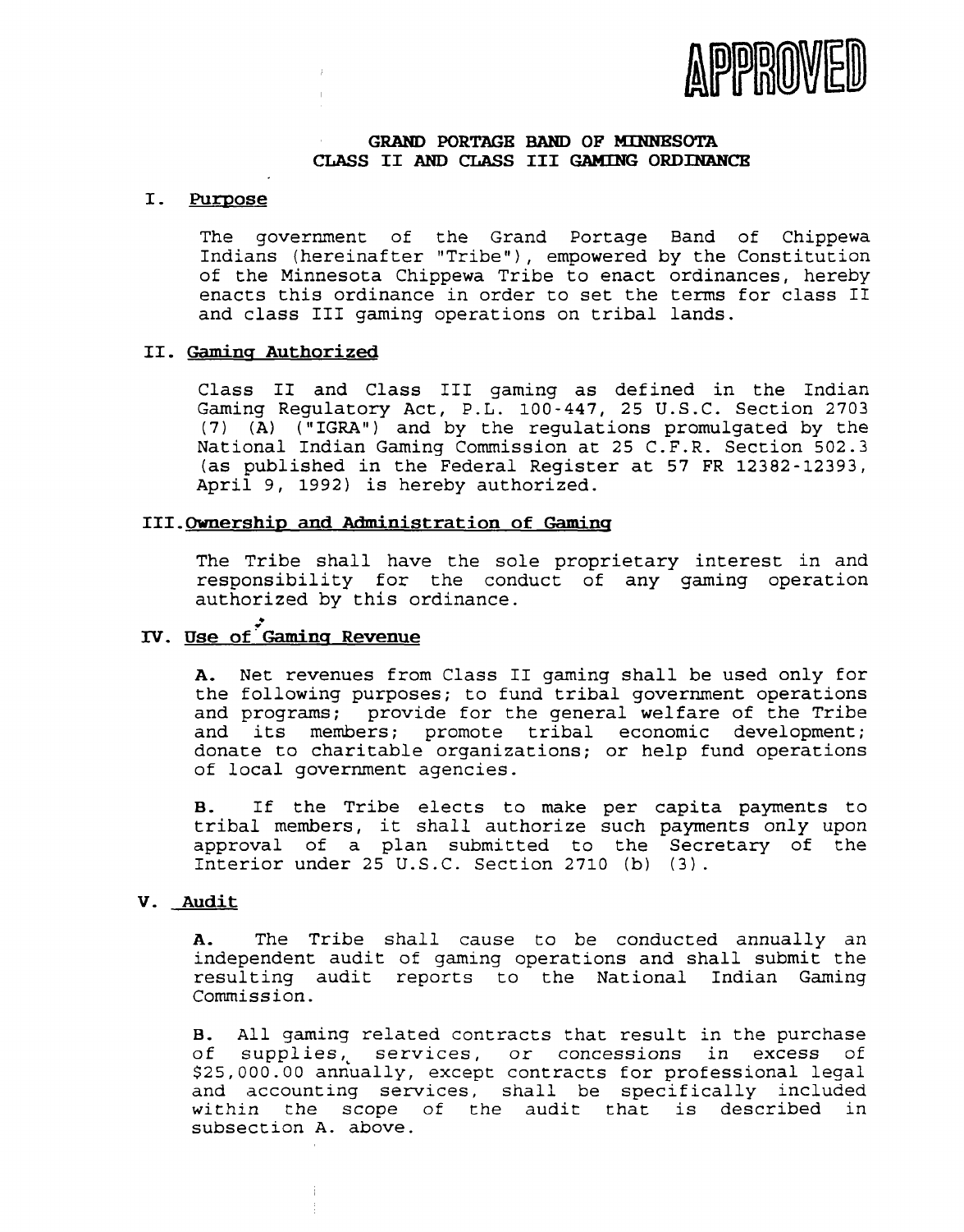**APPROVED**

# GRAND PORTAGE BAND OF MINNESOTA CLASS II AND CLASS III GAMING ORDINANCE

## I. Purpose

The government of the Grand Portage Band of Chippewa Indians (hereinafter "Tribe"), empowered by the Constitution of the Minnesota Chippewa Tribe to enact ordinances, hereby enacts this ordinance in order to set the terms for class II and class III gaming operations on tribal lands.

## II. Gaming Authorized

Class II and Class III gaming as defined in the Indian Gaming Regulatory Act, P.L. 100-447, 25 U.S.C. Section 2703 (7) (A) ("IGRA") and by the regulations promulgated by the National Indian Gaming Commission at 25 C.F.R. Section 502.3 (as published in the Federal Register at 57 FR 12382-12393, April 9, 1992) is hereby authorized.

## III. Ownership and Administration of Gaming

The Tribe shall have the sole proprietary interest in and responsibility for the conduct of any gaming operation authorized by this ordinance.

## IV. Use of Gaming Revenue

**A.** Net revenues from Class II gaming shall be used only for the following purposes; to fund tribal government operations and programs; provide for the general welfare of the Tribe and its members; promote tribal economic development; donate to charitable organizations; or help fund operations of local government agencies.

**B.** If the Tribe elects to make per capita payments to tribal members, it shall authorize such payments only upon approval of a plan submitted to the Secretary of the Interior under 25 U.S.C. Section 2710 (b) (3).

## V. Audit

**A.** The Tribe shall cause to be conducted annually an independent audit of gaming operations and shall submit the resulting audit reports to the National Indian Gaming Commission.

**B.** All gaming related contracts that result in the purchase of supplies, services, or concessions in excess of $25,000.00 annually, except contracts for professional legal and accounting services, shall be specifically included within the scope of the audit that is described in subsection A. above.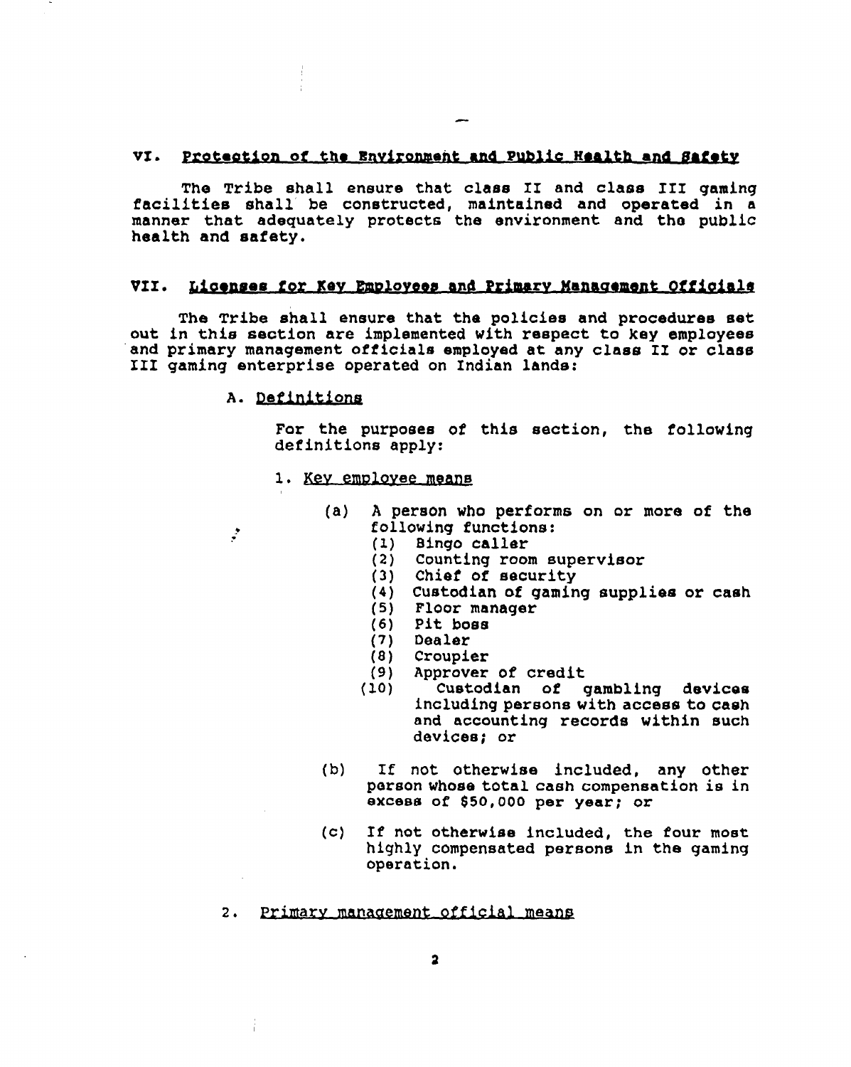## VI. Protection of the Environment and Public Health and Safety

The Tribe shall ensure that class II and class III gaming facilities shall be constructed, maintained and operated in a manner that adequately protects the environment and the public health and safety.

## VII. Licenses for Key Employees and Primary Management Officials

The Tribe shall ensure that the policies and procedures set out in this section are implemented with respect to key employees and primary management officials employed at any class II or class III gaming enterprise operated on Indian lands:

### A. Definitions

For the purposes of this section, the following definitions apply:

1. Key employee means

   (a) A person who performs on or more of the following functions:
   - (1) Bingo caller
   - (2) Counting room supervisor
   - (3) Chief of security
   - (4) Custodian of gaming supplies or cash
   - (5) Floor manager
   - (6) Pit boss
   - (7) Dealer
   - (8) Croupier
   - (9) Approver of credit
   - (10) Custodian of gambling devices including persons with access to cash and accounting records within such devices; or

   (b) If not otherwise included, any other person whose total cash compensation is in excess of $50,000 per year; or

   (c) If not otherwise included, the four most highly compensated persons in the gaming operation.

2. Primary management official means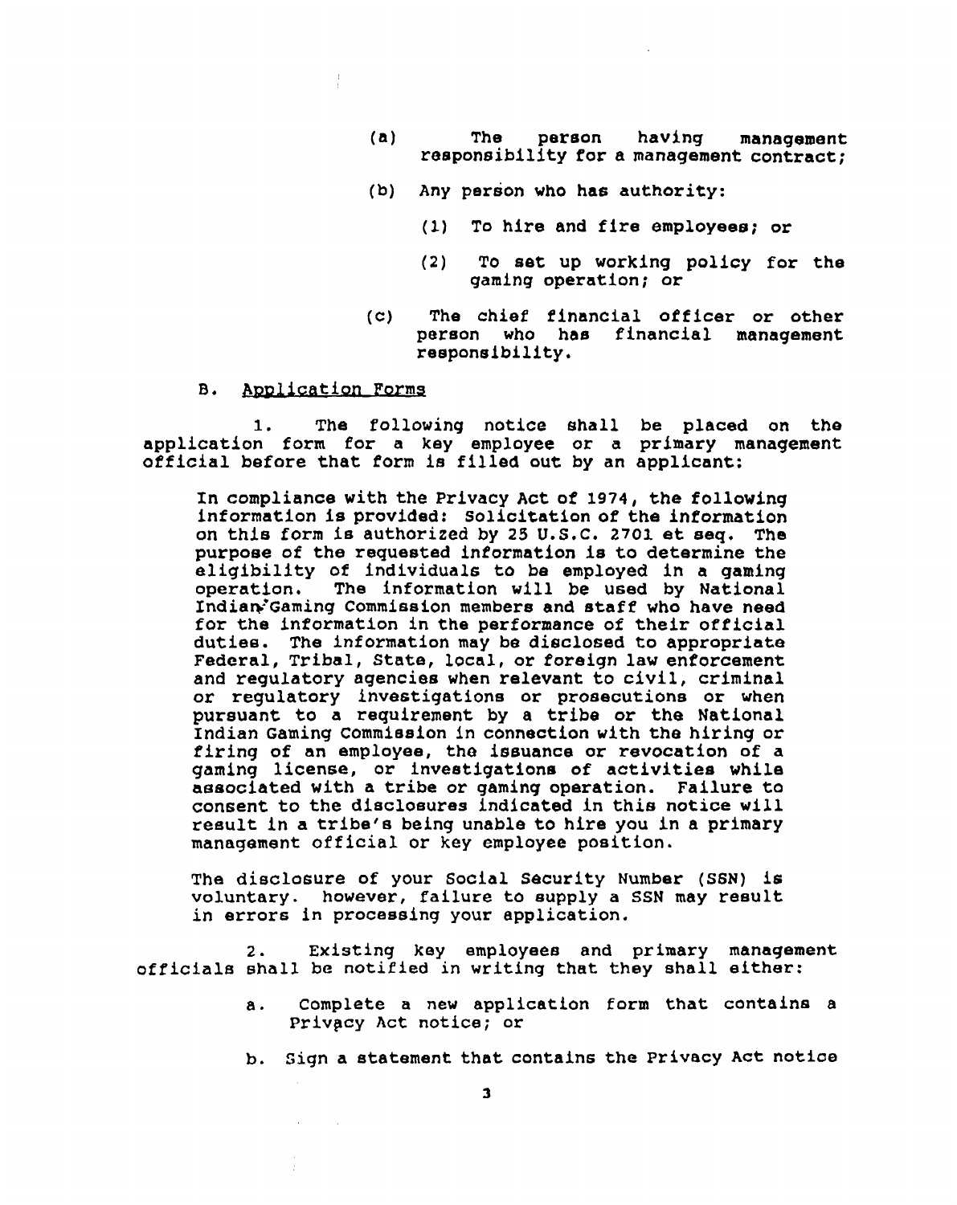(a) The person having management responsibility for a management contract;

(b) Any person who has authority:

(1) To hire and fire employees; or

(2) To set up working policy for the gaming operation; or

(c) The chief financial officer or other person who has financial management responsibility.

B. Application Forms

1. The following notice shall be placed on the application form for a key employee or a primary management official before that form is filled out by an applicant:

> In compliance with the Privacy Act of 1974, the following information is provided: Solicitation of the information on this form is authorized by 25 U.S.C. 2701 et seq. The purpose of the requested information is to determine the eligibility of individuals to be employed in a gaming operation. The information will be used by National Indian Gaming Commission members and staff who have need for the information in the performance of their official duties. The information may be disclosed to appropriate Federal, Tribal, State, local, or foreign law enforcement and regulatory agencies when relevant to civil, criminal or regulatory investigations or prosecutions or when pursuant to a requirement by a tribe or the National Indian Gaming Commission in connection with the hiring or firing of an employee, the issuance or revocation of a gaming license, or investigations of activities while associated with a tribe or gaming operation. Failure to consent to the disclosures indicated in this notice will result in a tribe's being unable to hire you in a primary management official or key employee position.
>
> The disclosure of your Social Security Number (SSN) is voluntary. however, failure to supply a SSN may result in errors in processing your application.

2. Existing key employees and primary management officials shall be notified in writing that they shall either:

a. Complete a new application form that contains a Privacy Act notice; or

b. Sign a statement that contains the Privacy Act notice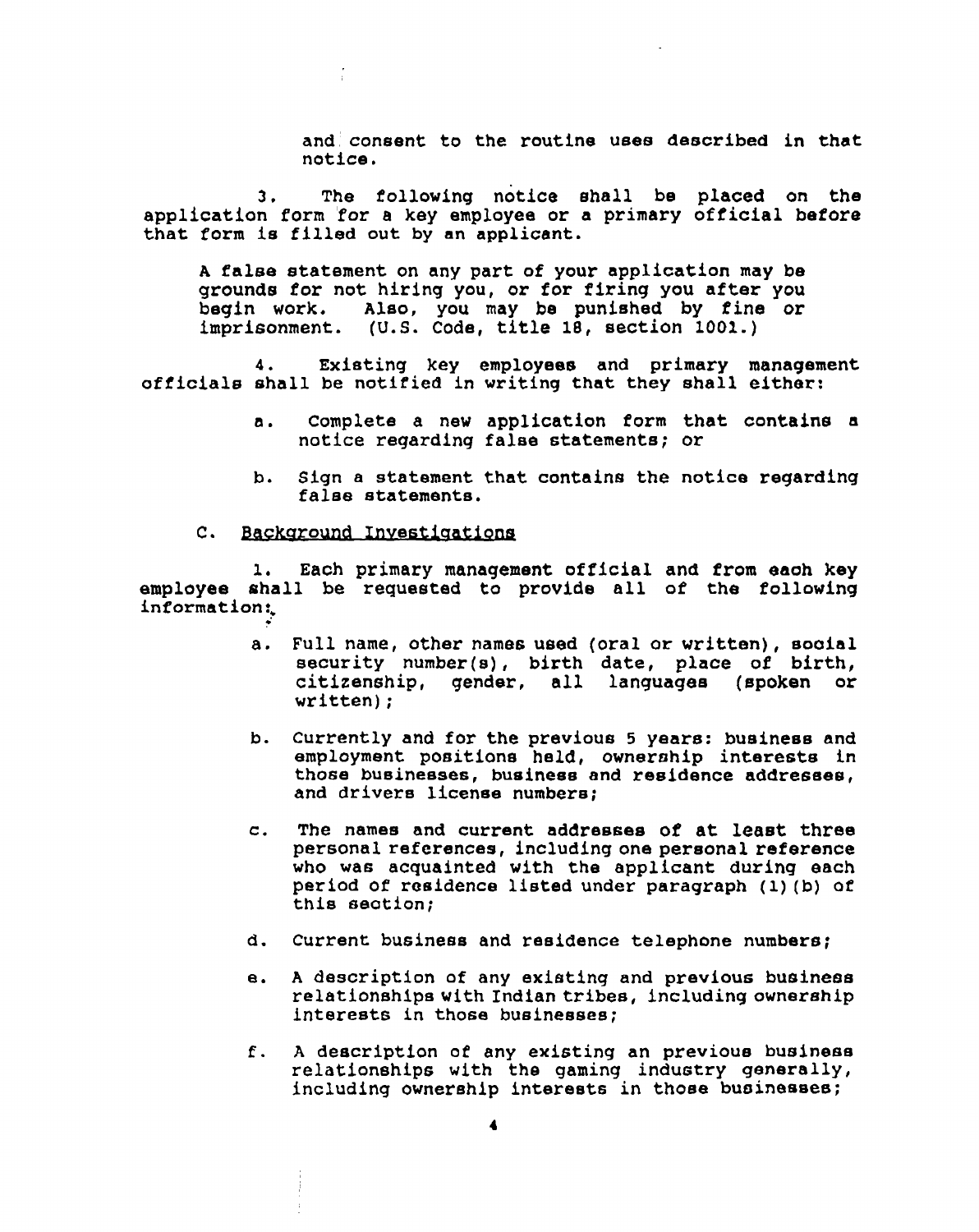and consent to the routine uses described in that notice.

3. The following notice shall be placed on the application form for a key employee or a primary official before that form is filled out by an applicant.

> A false statement on any part of your application may be grounds for not hiring you, or for firing you after you begin work. Also, you may be punished by fine or imprisonment. (U.S. Code, title 18, section 1001.)

4. Existing key employees and primary management officials shall be notified in writing that they shall either:

   a. Complete a new application form that contains a notice regarding false statements; or

   b. Sign a statement that contains the notice regarding false statements.

C. Background Investigations

1. Each primary management official and from each key employee shall be requested to provide all of the following information:

   a. Full name, other names used (oral or written), social security number(s), birth date, place of birth, citizenship, gender, all languages (spoken or written);

   b. Currently and for the previous 5 years: business and employment positions held, ownership interests in those businesses, business and residence addresses, and drivers license numbers;

   c. The names and current addresses of at least three personal references, including one personal reference who was acquainted with the applicant during each period of residence listed under paragraph (1)(b) of this section;

   d. Current business and residence telephone numbers;

   e. A description of any existing and previous business relationships with Indian tribes, including ownership interests in those businesses;

   f. A description of any existing an previous business relationships with the gaming industry generally, including ownership interests in those businesses;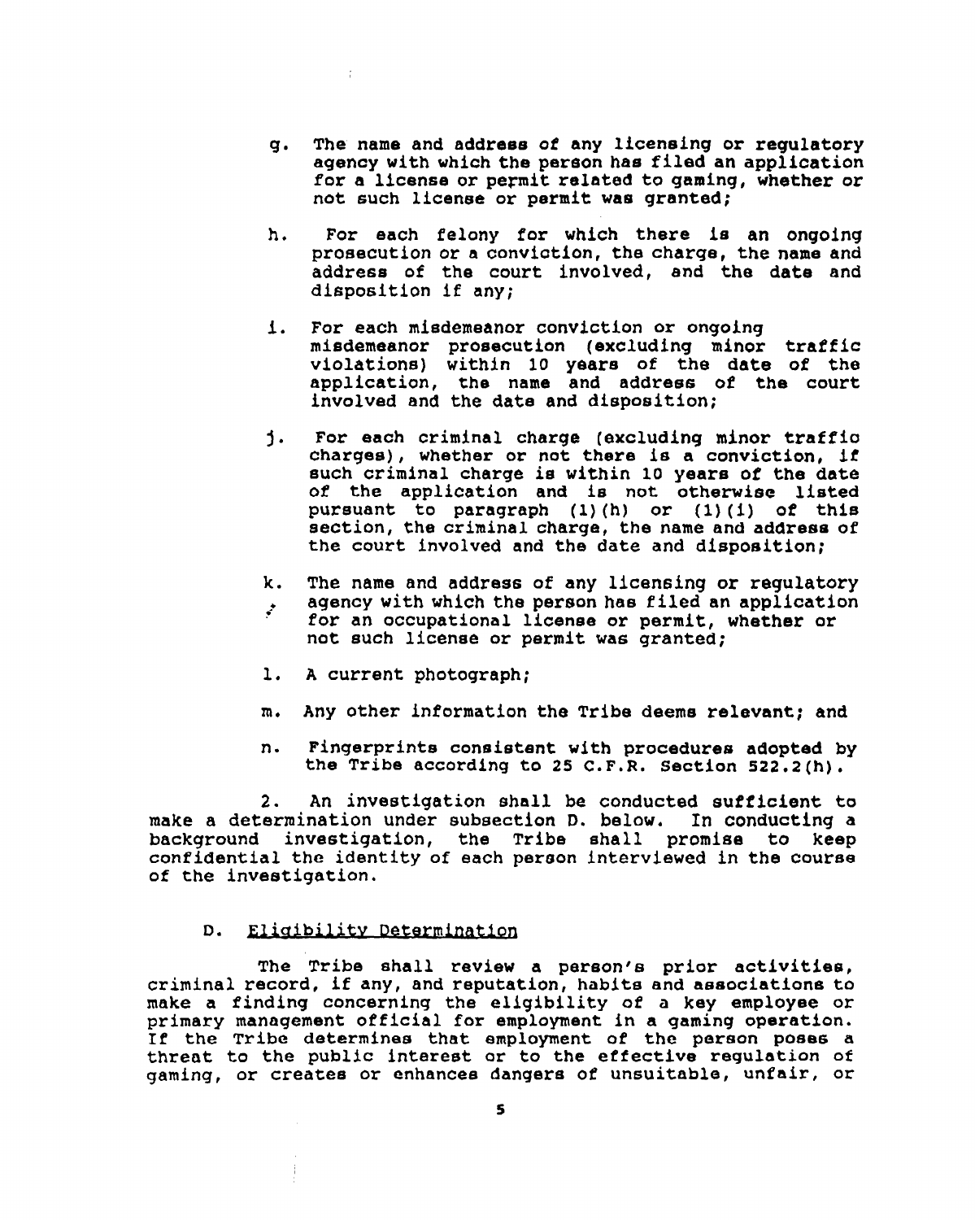g. The name and address of any licensing or regulatory agency with which the person has filed an application for a license or permit related to gaming, whether or not such license or permit was granted;

h. For each felony for which there is an ongoing prosecution or a conviction, the charge, the name and address of the court involved, and the date and disposition if any;

i. For each misdemeanor conviction or ongoing misdemeanor prosecution (excluding minor traffic violations) within 10 years of the date of the application, the name and address of the court involved and the date and disposition;

j. For each criminal charge (excluding minor traffic charges), whether or not there is a conviction, if such criminal charge is within 10 years of the date of the application and is not otherwise listed pursuant to paragraph (1)(h) or (1)(i) of this section, the criminal charge, the name and address of the court involved and the date and disposition;

k. The name and address of any licensing or regulatory agency with which the person has filed an application for an occupational license or permit, whether or not such license or permit was granted;

l. A current photograph;

m. Any other information the Tribe deems relevant; and

n. Fingerprints consistent with procedures adopted by the Tribe according to 25 C.F.R. Section 522.2(h).

2. An investigation shall be conducted sufficient to make a determination under subsection D. below. In conducting a background investigation, the Tribe shall promise to keep confidential the identity of each person interviewed in the course of the investigation.

D. <u>Eligibility Determination</u>

The Tribe shall review a person's prior activities, criminal record, if any, and reputation, habits and associations to make a finding concerning the eligibility of a key employee or primary management official for employment in a gaming operation. If the Tribe determines that employment of the person poses a threat to the public interest or to the effective regulation of gaming, or creates or enhances dangers of unsuitable, unfair, or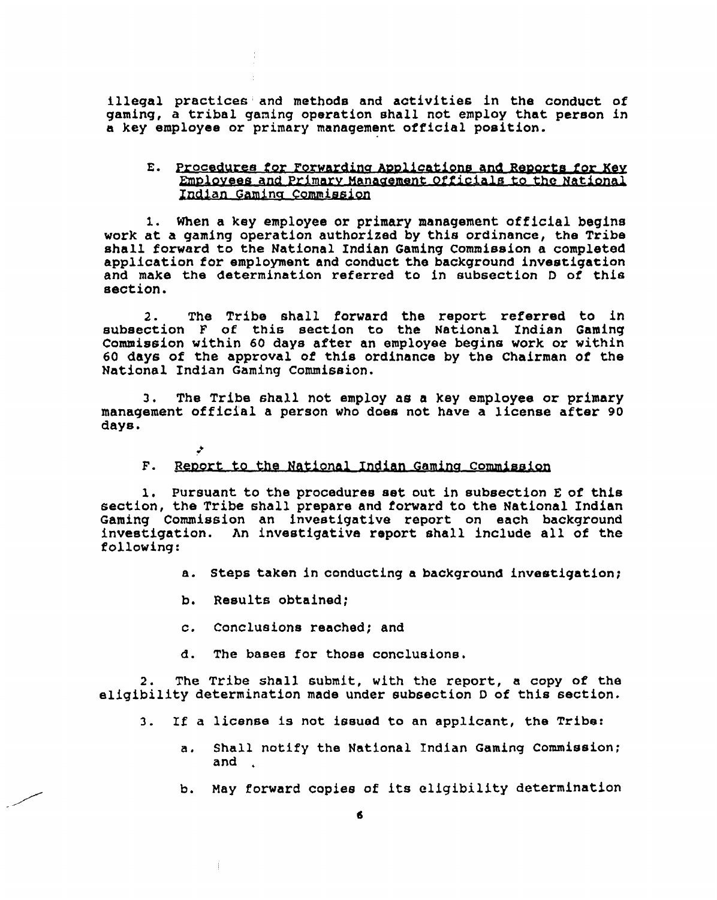illegal practices and methods and activities in the conduct of gaming, a tribal gaming operation shall not employ that person in a key employee or primary management official position.

E. Procedures for Forwarding Applications and Reports for Key Employees and Primary Management Officials to the National Indian Gaming Commission

1. When a key employee or primary management official begins work at a gaming operation authorized by this ordinance, the Tribe shall forward to the National Indian Gaming Commission a completed application for employment and conduct the background investigation and make the determination referred to in subsection D of this section.

2. The Tribe shall forward the report referred to in subsection F of this section to the National Indian Gaming Commission within 60 days after an employee begins work or within 60 days of the approval of this ordinance by the Chairman of the National Indian Gaming Commission.

3. The Tribe shall not employ as a key employee or primary management official a person who does not have a license after 90 days.

F. Report to the National Indian Gaming Commission

1. Pursuant to the procedures set out in subsection E of this section, the Tribe shall prepare and forward to the National Indian Gaming Commission an investigative report on each background investigation. An investigative report shall include all of the following:

   a. Steps taken in conducting a background investigation;

   b. Results obtained;

   c. Conclusions reached; and

   d. The bases for those conclusions.

2. The Tribe shall submit, with the report, a copy of the eligibility determination made under subsection D of this section.

3. If a license is not issued to an applicant, the Tribe:

   a. Shall notify the National Indian Gaming Commission; and

   b. May forward copies of its eligibility determination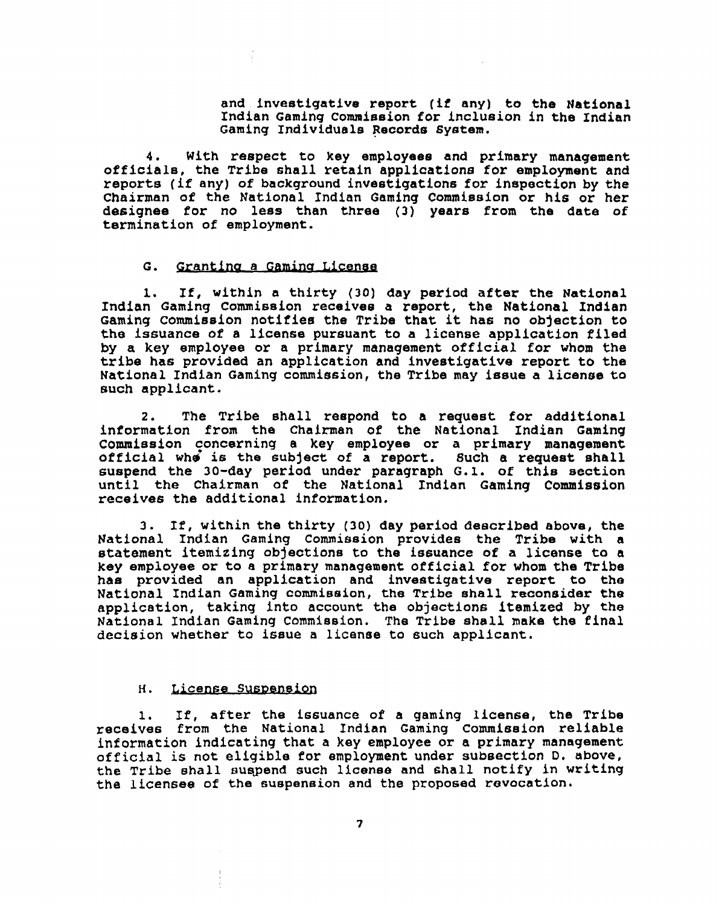and investigative report (if any) to the National Indian Gaming Commission for inclusion in the Indian Gaming Individuals Records System.

4. With respect to key employees and primary management officials, the Tribe shall retain applications for employment and reports (if any) of background investigations for inspection by the Chairman of the National Indian Gaming Commission or his or her designee for no less than three (3) years from the date of termination of employment.

### G. Granting a Gaming License

1. If, within a thirty (30) day period after the National Indian Gaming Commission receives a report, the National Indian Gaming Commission notifies the Tribe that it has no objection to the issuance of a license pursuant to a license application filed by a key employee or a primary management official for whom the tribe has provided an application and investigative report to the National Indian Gaming commission, the Tribe may issue a license to such applicant.

2. The Tribe shall respond to a request for additional information from the Chairman of the National Indian Gaming Commission concerning a key employee or a primary management official who is the subject of a report. Such a request shall suspend the 30-day period under paragraph G.1. of this section until the Chairman of the National Indian Gaming Commission receives the additional information.

3. If, within the thirty (30) day period described above, the National Indian Gaming Commission provides the Tribe with a statement itemizing objections to the issuance of a license to a key employee or to a primary management official for whom the Tribe has provided an application and investigative report to the National Indian Gaming commission, the Tribe shall reconsider the application, taking into account the objections itemized by the National Indian Gaming Commission. The Tribe shall make the final decision whether to issue a license to such applicant.

### H. License Suspension

1. If, after the issuance of a gaming license, the Tribe receives from the National Indian Gaming Commission reliable information indicating that a key employee or a primary management official is not eligible for employment under subsection D. above, the Tribe shall suspend such license and shall notify in writing the licensee of the suspension and the proposed revocation.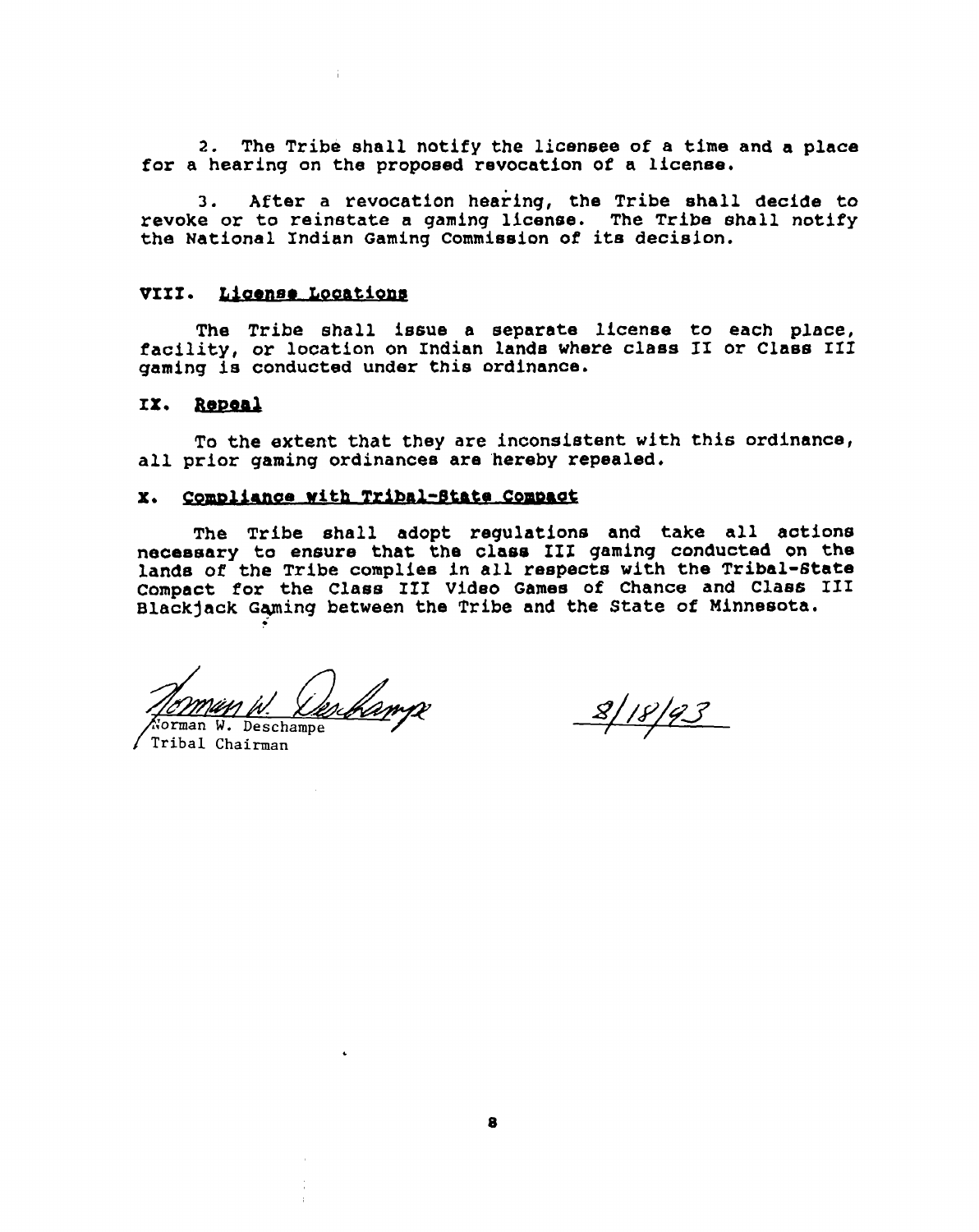2. The Tribe shall notify the licensee of a time and a place for a hearing on the proposed revocation of a license.

3. After a revocation hearing, the Tribe shall decide to revoke or to reinstate a gaming license. The Tribe shall notify the National Indian Gaming Commission of its decision.

## VIII. License Locations

The Tribe shall issue a separate license to each place, facility, or location on Indian lands where class II or Class III gaming is conducted under this ordinance.

## IX. Repeal

To the extent that they are inconsistent with this ordinance, all prior gaming ordinances are hereby repealed.

## X. Compliance with Tribal-State Compact

The Tribe shall adopt regulations and take all actions necessary to ensure that the class III gaming conducted on the lands of the Tribe complies in all respects with the Tribal-State Compact for the Class III Video Games of Chance and Class III Blackjack Gaming between the Tribe and the State of Minnesota.

Norman W. Deschampe
Tribal Chairman

8/18/93